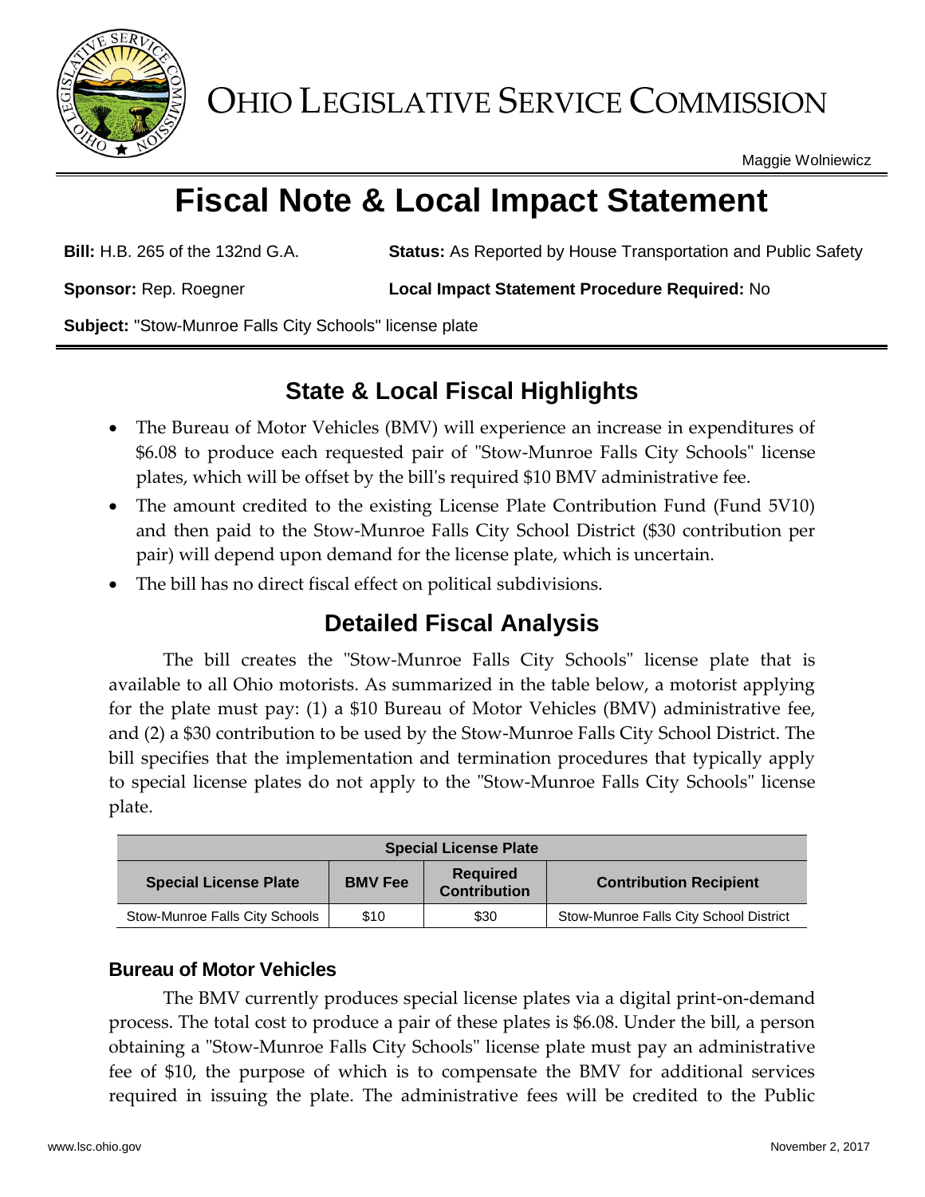# OHIO LEGISLATIVE SERVICE COMMISSION

Maggie Wolniewicz

# Fiscal Note & Local Impact Statement

**Bill:** H.B. 265 of the 132nd G.A.

**Status:** As Reported by House Transportation and Public Safety

**Sponsor:** Rep. Roegner

**Local Impact Statement Procedure Required:** No

**Subject:** "Stow-Munroe Falls City Schools" license plate

## State & Local Fiscal Highlights

- The Bureau of Motor Vehicles (BMV) will experience an increase in expenditures of $6.08 to produce each requested pair of "Stow-Munroe Falls City Schools" license plates, which will be offset by the bill's required $10 BMV administrative fee.
- The amount credited to the existing License Plate Contribution Fund (Fund 5V10) and then paid to the Stow-Munroe Falls City School District ($30 contribution per pair) will depend upon demand for the license plate, which is uncertain.
- The bill has no direct fiscal effect on political subdivisions.

## Detailed Fiscal Analysis

The bill creates the "Stow-Munroe Falls City Schools" license plate that is available to all Ohio motorists. As summarized in the table below, a motorist applying for the plate must pay: (1) a $10 Bureau of Motor Vehicles (BMV) administrative fee, and (2) a $30 contribution to be used by the Stow-Munroe Falls City School District. The bill specifies that the implementation and termination procedures that typically apply to special license plates do not apply to the "Stow-Munroe Falls City Schools" license plate.

| Special License Plate | | | |
|---|---|---|---|
| **Special License Plate** | **BMV Fee** | **Required Contribution** | **Contribution Recipient** |
| Stow-Munroe Falls City Schools | $10 | $30 | Stow-Munroe Falls City School District |

### Bureau of Motor Vehicles

The BMV currently produces special license plates via a digital print-on-demand process. The total cost to produce a pair of these plates is $6.08. Under the bill, a person obtaining a "Stow-Munroe Falls City Schools" license plate must pay an administrative fee of $10, the purpose of which is to compensate the BMV for additional services required in issuing the plate. The administrative fees will be credited to the Public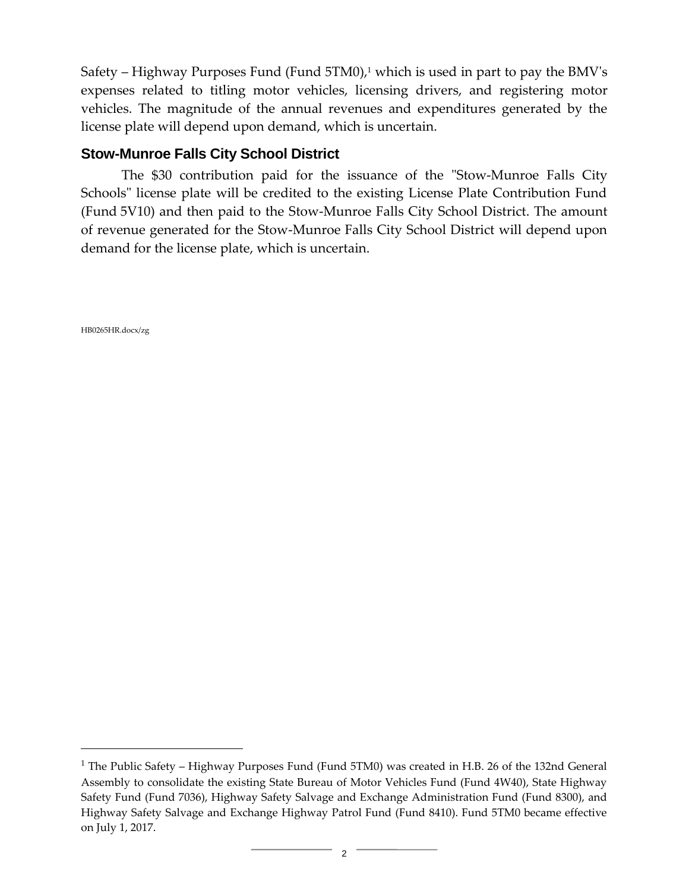Safety – Highway Purposes Fund (Fund 5TM0),[1] which is used in part to pay the BMV's expenses related to titling motor vehicles, licensing drivers, and registering motor vehicles. The magnitude of the annual revenues and expenditures generated by the license plate will depend upon demand, which is uncertain.

## Stow-Munroe Falls City School District

The $30 contribution paid for the issuance of the "Stow-Munroe Falls City Schools" license plate will be credited to the existing License Plate Contribution Fund (Fund 5V10) and then paid to the Stow-Munroe Falls City School District. The amount of revenue generated for the Stow-Munroe Falls City School District will depend upon demand for the license plate, which is uncertain.

HB0265HR.docx/zg

---

[1] The Public Safety – Highway Purposes Fund (Fund 5TM0) was created in H.B. 26 of the 132nd General Assembly to consolidate the existing State Bureau of Motor Vehicles Fund (Fund 4W40), State Highway Safety Fund (Fund 7036), Highway Safety Salvage and Exchange Administration Fund (Fund 8300), and Highway Safety Salvage and Exchange Highway Patrol Fund (Fund 8410). Fund 5TM0 became effective on July 1, 2017.